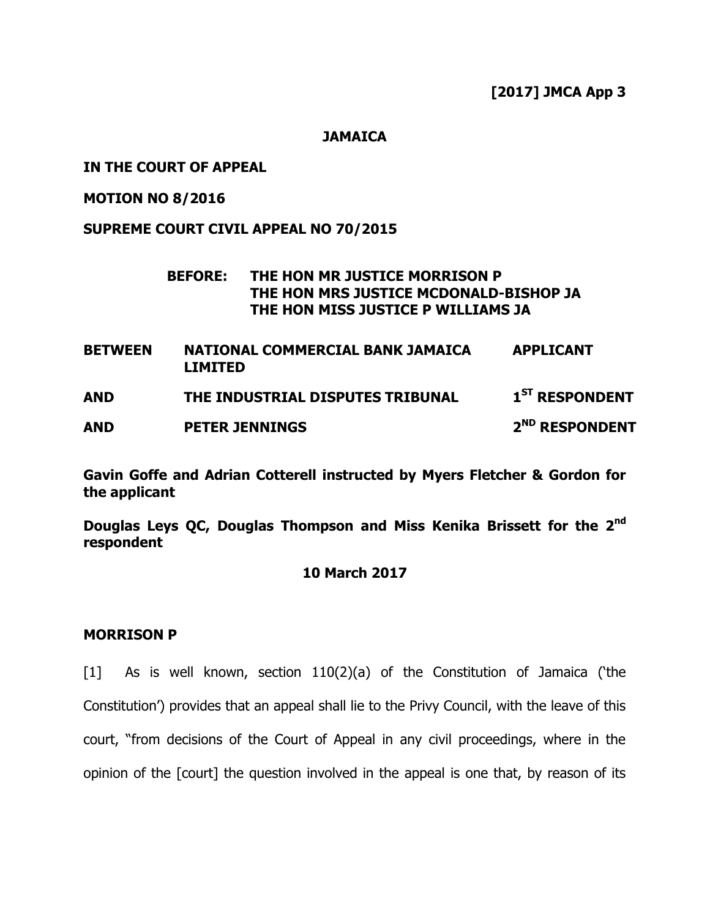**[2017] JMCA App 3**

**JAMAICA**

**IN THE COURT OF APPEAL**

**MOTION NO 8/2016**

**SUPREME COURT CIVIL APPEAL NO 70/2015**

**BEFORE: THE HON MR JUSTICE MORRISON P**
**THE HON MRS JUSTICE MCDONALD-BISHOP JA**
**THE HON MISS JUSTICE P WILLIAMS JA**

| | | |
|---|---|---|
| **BETWEEN** | **NATIONAL COMMERCIAL BANK JAMAICA LIMITED** | **APPLICANT** |
| **AND** | **THE INDUSTRIAL DISPUTES TRIBUNAL** | **1ST RESPONDENT** |
| **AND** | **PETER JENNINGS** | **2ND RESPONDENT** |

**Gavin Goffe and Adrian Cotterell instructed by Myers Fletcher & Gordon for the applicant**

**Douglas Leys QC, Douglas Thompson and Miss Kenika Brissett for the 2nd respondent**

**10 March 2017**

**MORRISON P**

[1] As is well known, section 110(2)(a) of the Constitution of Jamaica ('the Constitution') provides that an appeal shall lie to the Privy Council, with the leave of this court, "from decisions of the Court of Appeal in any civil proceedings, where in the opinion of the [court] the question involved in the appeal is one that, by reason of its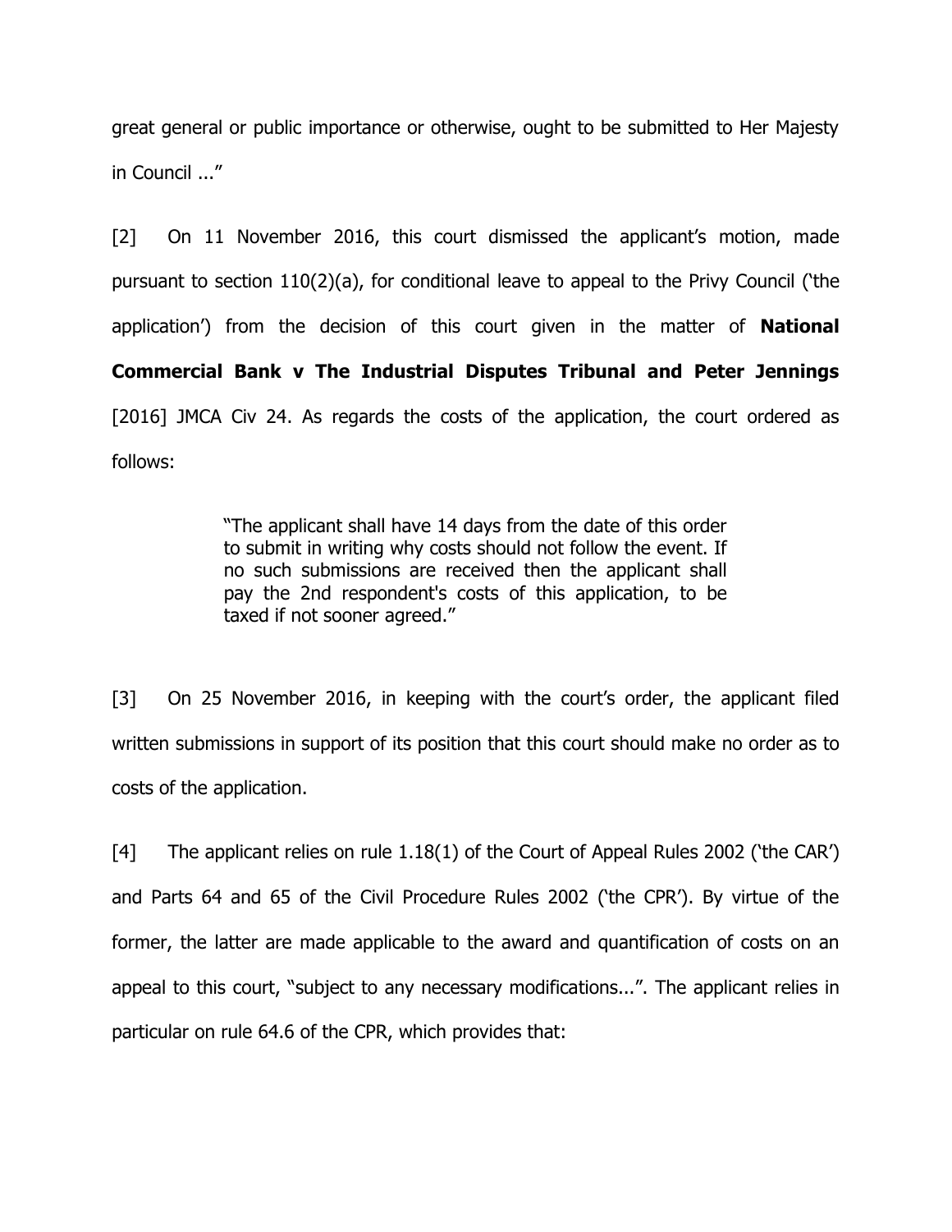great general or public importance or otherwise, ought to be submitted to Her Majesty in Council ..."

[2] On 11 November 2016, this court dismissed the applicant's motion, made pursuant to section 110(2)(a), for conditional leave to appeal to the Privy Council ('the application') from the decision of this court given in the matter of **National Commercial Bank v The Industrial Disputes Tribunal and Peter Jennings** [2016] JMCA Civ 24. As regards the costs of the application, the court ordered as follows:

> "The applicant shall have 14 days from the date of this order to submit in writing why costs should not follow the event. If no such submissions are received then the applicant shall pay the 2nd respondent's costs of this application, to be taxed if not sooner agreed."

[3] On 25 November 2016, in keeping with the court's order, the applicant filed written submissions in support of its position that this court should make no order as to costs of the application.

[4] The applicant relies on rule 1.18(1) of the Court of Appeal Rules 2002 ('the CAR') and Parts 64 and 65 of the Civil Procedure Rules 2002 ('the CPR'). By virtue of the former, the latter are made applicable to the award and quantification of costs on an appeal to this court, "subject to any necessary modifications...". The applicant relies in particular on rule 64.6 of the CPR, which provides that: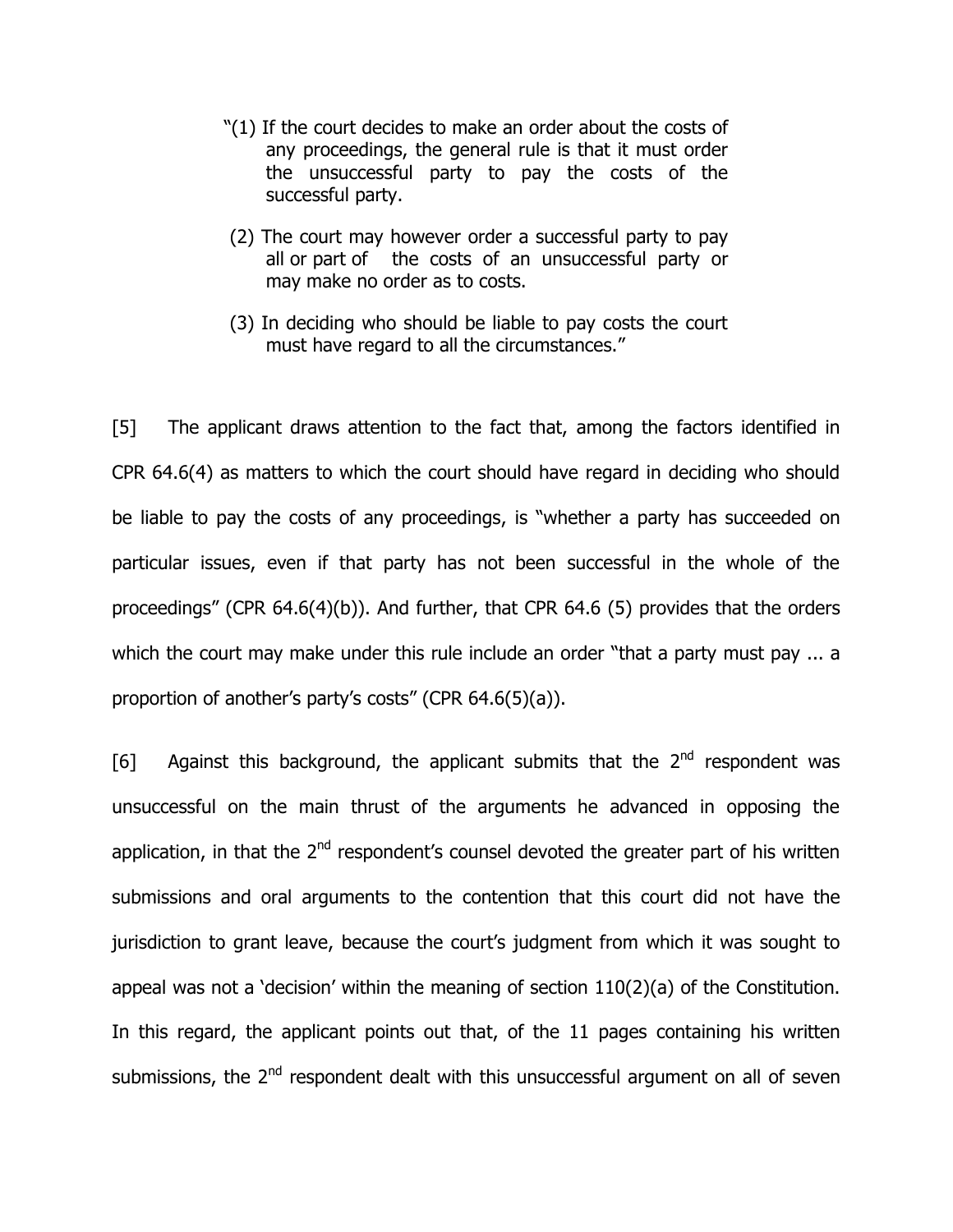> "(1) If the court decides to make an order about the costs of any proceedings, the general rule is that it must order the unsuccessful party to pay the costs of the successful party.
>
> (2) The court may however order a successful party to pay all or part of the costs of an unsuccessful party or may make no order as to costs.
>
> (3) In deciding who should be liable to pay costs the court must have regard to all the circumstances."

[5] The applicant draws attention to the fact that, among the factors identified in CPR 64.6(4) as matters to which the court should have regard in deciding who should be liable to pay the costs of any proceedings, is "whether a party has succeeded on particular issues, even if that party has not been successful in the whole of the proceedings" (CPR 64.6(4)(b)). And further, that CPR 64.6 (5) provides that the orders which the court may make under this rule include an order "that a party must pay ... a proportion of another's party's costs" (CPR 64.6(5)(a)).

[6] Against this background, the applicant submits that the 2nd respondent was unsuccessful on the main thrust of the arguments he advanced in opposing the application, in that the 2nd respondent's counsel devoted the greater part of his written submissions and oral arguments to the contention that this court did not have the jurisdiction to grant leave, because the court's judgment from which it was sought to appeal was not a 'decision' within the meaning of section 110(2)(a) of the Constitution. In this regard, the applicant points out that, of the 11 pages containing his written submissions, the 2nd respondent dealt with this unsuccessful argument on all of seven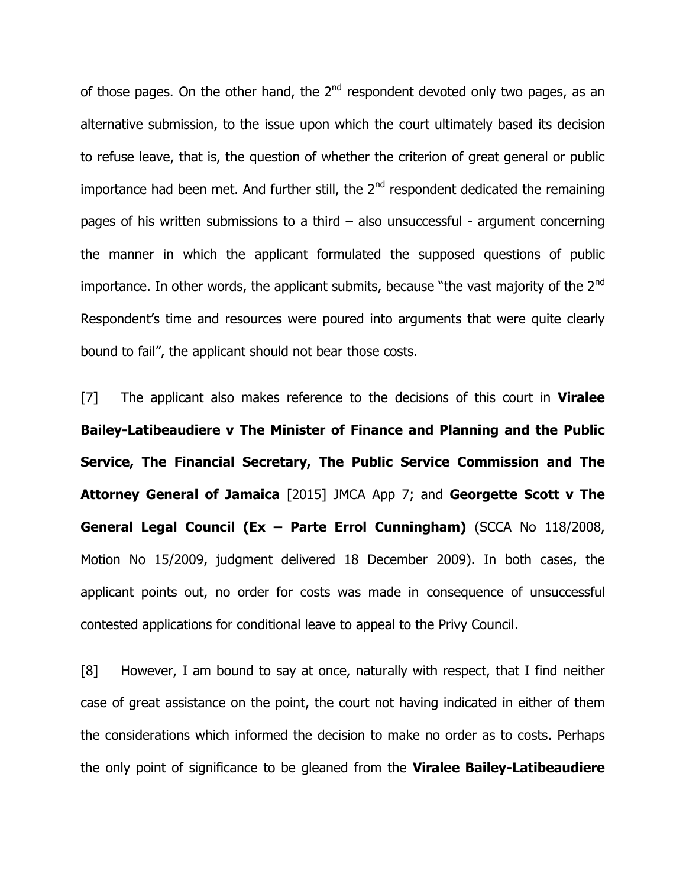of those pages. On the other hand, the 2nd respondent devoted only two pages, as an alternative submission, to the issue upon which the court ultimately based its decision to refuse leave, that is, the question of whether the criterion of great general or public importance had been met. And further still, the 2nd respondent dedicated the remaining pages of his written submissions to a third – also unsuccessful - argument concerning the manner in which the applicant formulated the supposed questions of public importance. In other words, the applicant submits, because "the vast majority of the 2nd Respondent's time and resources were poured into arguments that were quite clearly bound to fail", the applicant should not bear those costs.

[7] The applicant also makes reference to the decisions of this court in **Viralee Bailey-Latibeaudiere v The Minister of Finance and Planning and the Public Service, The Financial Secretary, The Public Service Commission and The Attorney General of Jamaica** [2015] JMCA App 7; and **Georgette Scott v The General Legal Council (Ex – Parte Errol Cunningham)** (SCCA No 118/2008, Motion No 15/2009, judgment delivered 18 December 2009). In both cases, the applicant points out, no order for costs was made in consequence of unsuccessful contested applications for conditional leave to appeal to the Privy Council.

[8] However, I am bound to say at once, naturally with respect, that I find neither case of great assistance on the point, the court not having indicated in either of them the considerations which informed the decision to make no order as to costs. Perhaps the only point of significance to be gleaned from the **Viralee Bailey-Latibeaudiere**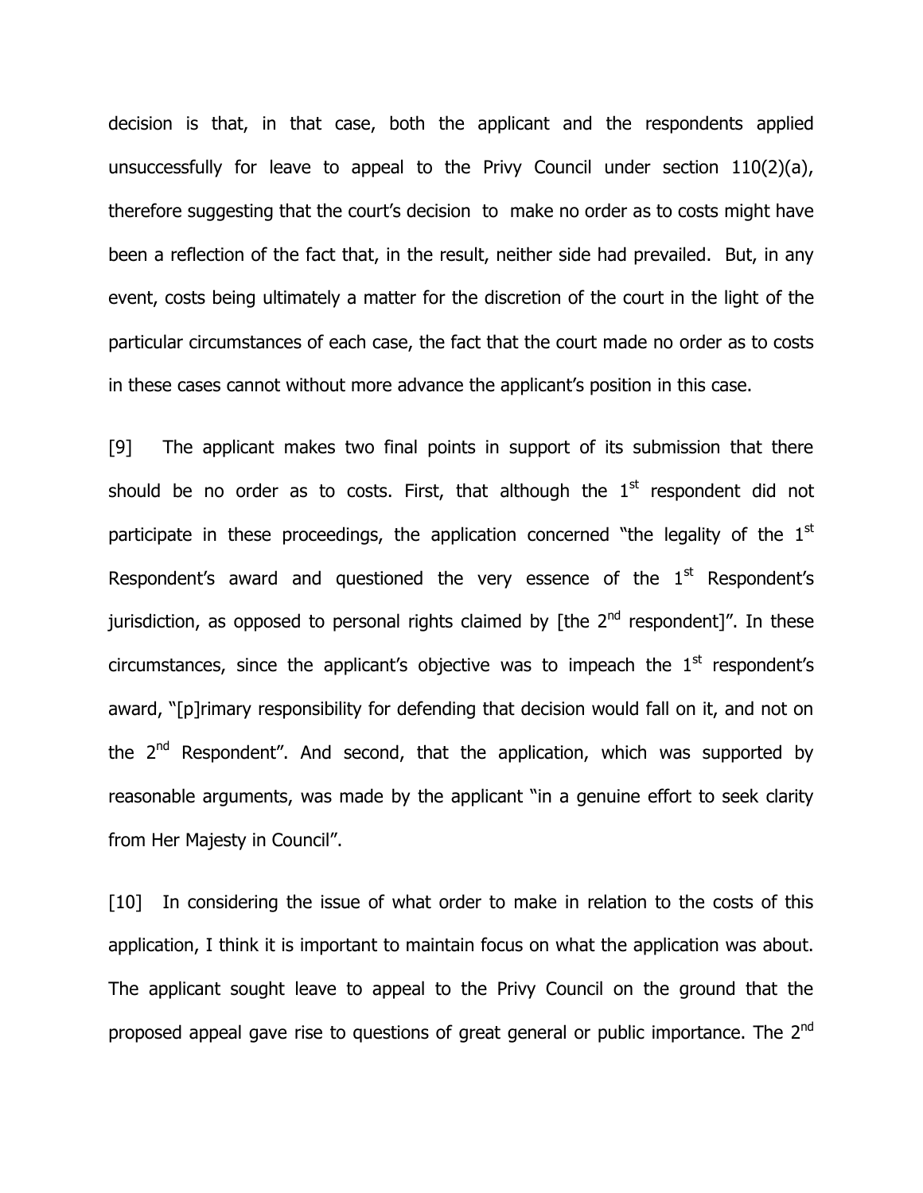decision is that, in that case, both the applicant and the respondents applied unsuccessfully for leave to appeal to the Privy Council under section 110(2)(a), therefore suggesting that the court's decision to make no order as to costs might have been a reflection of the fact that, in the result, neither side had prevailed. But, in any event, costs being ultimately a matter for the discretion of the court in the light of the particular circumstances of each case, the fact that the court made no order as to costs in these cases cannot without more advance the applicant's position in this case.

[9] The applicant makes two final points in support of its submission that there should be no order as to costs. First, that although the 1st respondent did not participate in these proceedings, the application concerned "the legality of the 1st Respondent's award and questioned the very essence of the 1st Respondent's jurisdiction, as opposed to personal rights claimed by [the 2nd respondent]". In these circumstances, since the applicant's objective was to impeach the 1st respondent's award, "[p]rimary responsibility for defending that decision would fall on it, and not on the 2nd Respondent". And second, that the application, which was supported by reasonable arguments, was made by the applicant "in a genuine effort to seek clarity from Her Majesty in Council".

[10] In considering the issue of what order to make in relation to the costs of this application, I think it is important to maintain focus on what the application was about. The applicant sought leave to appeal to the Privy Council on the ground that the proposed appeal gave rise to questions of great general or public importance. The 2nd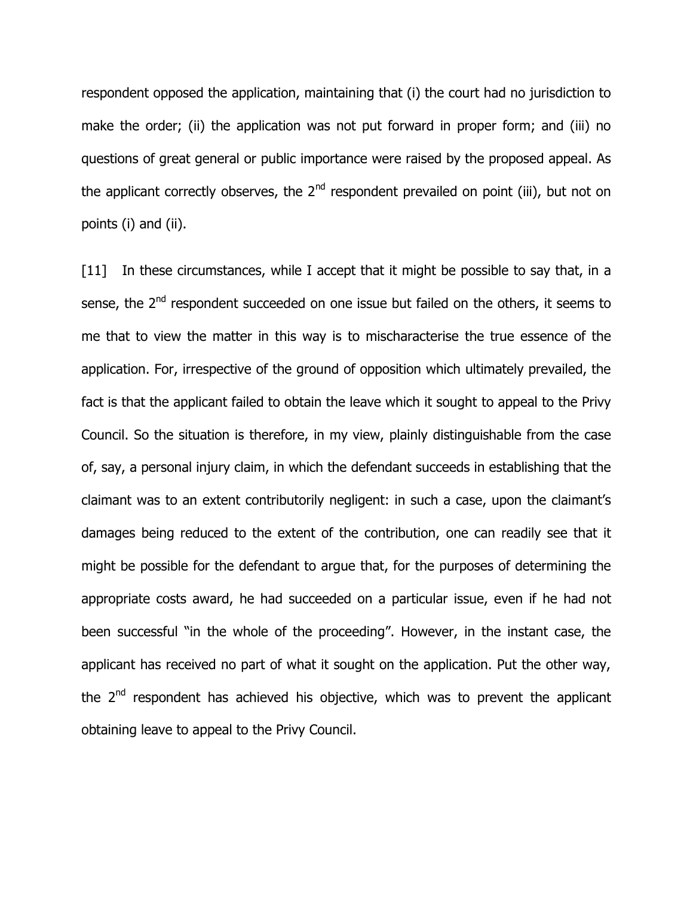respondent opposed the application, maintaining that (i) the court had no jurisdiction to make the order; (ii) the application was not put forward in proper form; and (iii) no questions of great general or public importance were raised by the proposed appeal. As the applicant correctly observes, the 2nd respondent prevailed on point (iii), but not on points (i) and (ii).

[11] In these circumstances, while I accept that it might be possible to say that, in a sense, the 2nd respondent succeeded on one issue but failed on the others, it seems to me that to view the matter in this way is to mischaracterise the true essence of the application. For, irrespective of the ground of opposition which ultimately prevailed, the fact is that the applicant failed to obtain the leave which it sought to appeal to the Privy Council. So the situation is therefore, in my view, plainly distinguishable from the case of, say, a personal injury claim, in which the defendant succeeds in establishing that the claimant was to an extent contributorily negligent: in such a case, upon the claimant's damages being reduced to the extent of the contribution, one can readily see that it might be possible for the defendant to argue that, for the purposes of determining the appropriate costs award, he had succeeded on a particular issue, even if he had not been successful "in the whole of the proceeding". However, in the instant case, the applicant has received no part of what it sought on the application. Put the other way, the 2nd respondent has achieved his objective, which was to prevent the applicant obtaining leave to appeal to the Privy Council.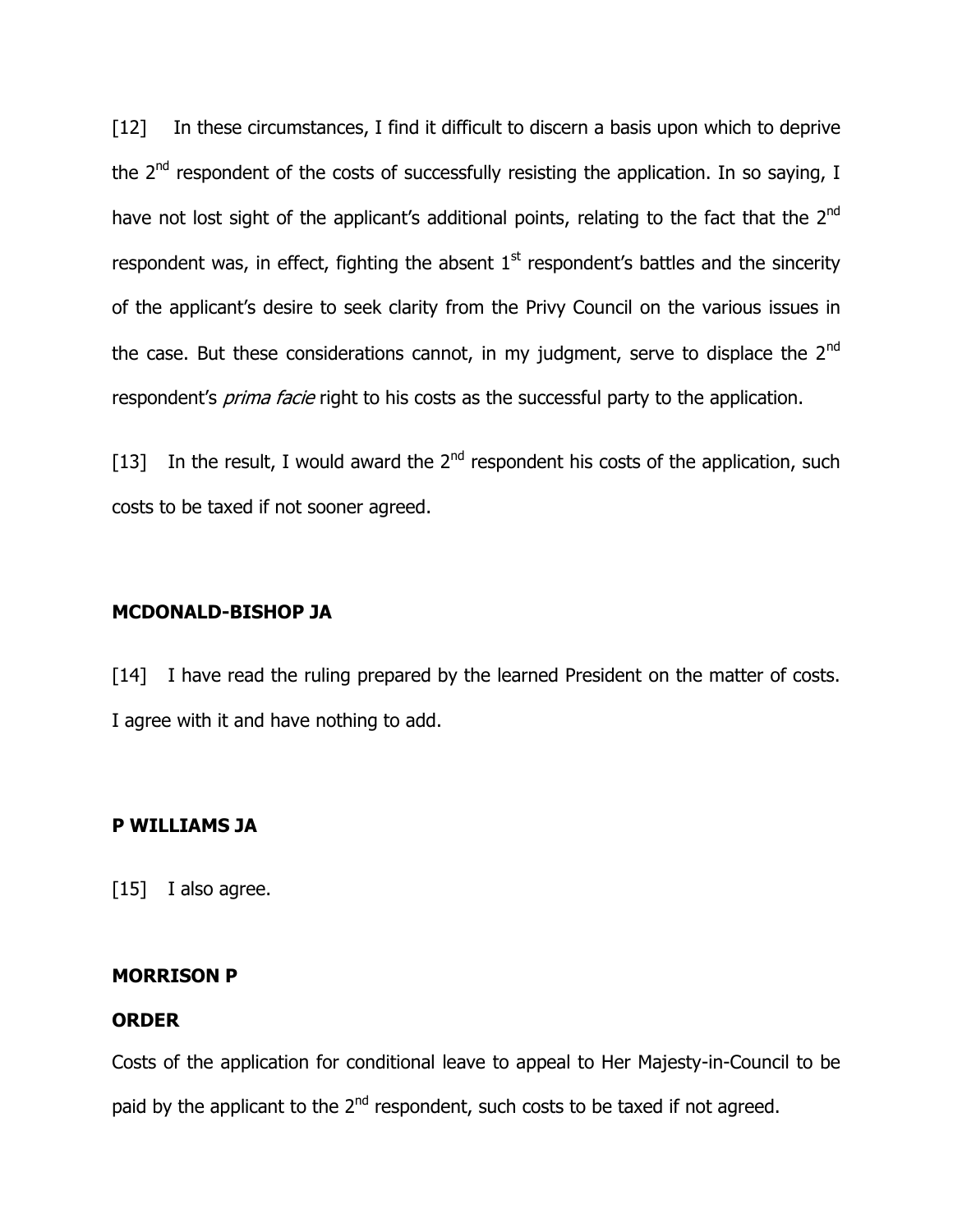[12] In these circumstances, I find it difficult to discern a basis upon which to deprive the 2nd respondent of the costs of successfully resisting the application. In so saying, I have not lost sight of the applicant's additional points, relating to the fact that the 2nd respondent was, in effect, fighting the absent 1st respondent's battles and the sincerity of the applicant's desire to seek clarity from the Privy Council on the various issues in the case. But these considerations cannot, in my judgment, serve to displace the 2nd respondent's *prima facie* right to his costs as the successful party to the application.

[13] In the result, I would award the 2nd respondent his costs of the application, such costs to be taxed if not sooner agreed.

**MCDONALD-BISHOP JA**

[14] I have read the ruling prepared by the learned President on the matter of costs. I agree with it and have nothing to add.

**P WILLIAMS JA**

[15] I also agree.

**MORRISON P**

**ORDER**

Costs of the application for conditional leave to appeal to Her Majesty-in-Council to be paid by the applicant to the 2nd respondent, such costs to be taxed if not agreed.